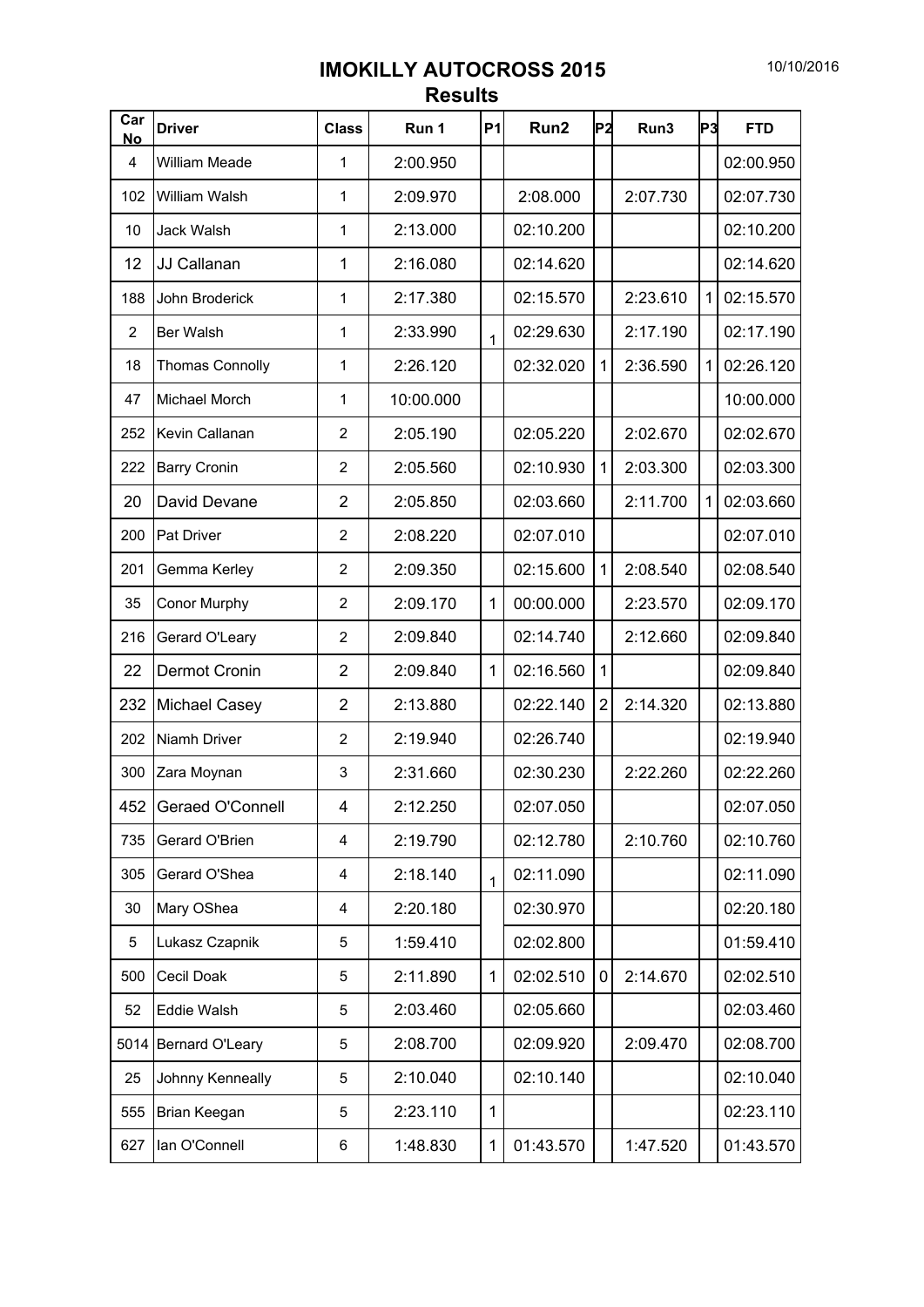# IMOKILLY AUTOCROSS 2015

## Results

| Car No | Driver | Class | Run 1 | P1 | Run2 | P2 | Run3 | P3 | FTD |
|---|---|---|---|---|---|---|---|---|---|
| 4 | William Meade | 1 | 2:00.950 | | | | | | 02:00.950 |
| 102 | William Walsh | 1 | 2:09.970 | | 2:08.000 | | 2:07.730 | | 02:07.730 |
| 10 | Jack Walsh | 1 | 2:13.000 | | 02:10.200 | | | | 02:10.200 |
| 12 | JJ Callanan | 1 | 2:16.080 | | 02:14.620 | | | | 02:14.620 |
| 188 | John Broderick | 1 | 2:17.380 | | 02:15.570 | | 2:23.610 | 1 | 02:15.570 |
| 2 | Ber Walsh | 1 | 2:33.990 | 1 | 02:29.630 | | 2:17.190 | | 02:17.190 |
| 18 | Thomas Connolly | 1 | 2:26.120 | | 02:32.020 | 1 | 2:36.590 | 1 | 02:26.120 |
| 47 | Michael Morch | 1 | 10:00.000 | | | | | | 10:00.000 |
| 252 | Kevin Callanan | 2 | 2:05.190 | | 02:05.220 | | 2:02.670 | | 02:02.670 |
| 222 | Barry Cronin | 2 | 2:05.560 | | 02:10.930 | 1 | 2:03.300 | | 02:03.300 |
| 20 | David Devane | 2 | 2:05.850 | | 02:03.660 | | 2:11.700 | 1 | 02:03.660 |
| 200 | Pat Driver | 2 | 2:08.220 | | 02:07.010 | | | | 02:07.010 |
| 201 | Gemma Kerley | 2 | 2:09.350 | | 02:15.600 | 1 | 2:08.540 | | 02:08.540 |
| 35 | Conor Murphy | 2 | 2:09.170 | 1 | 00:00.000 | | 2:23.570 | | 02:09.170 |
| 216 | Gerard O'Leary | 2 | 2:09.840 | | 02:14.740 | | 2:12.660 | | 02:09.840 |
| 22 | Dermot Cronin | 2 | 2:09.840 | 1 | 02:16.560 | 1 | | | 02:09.840 |
| 232 | Michael Casey | 2 | 2:13.880 | | 02:22.140 | 2 | 2:14.320 | | 02:13.880 |
| 202 | Niamh Driver | 2 | 2:19.940 | | 02:26.740 | | | | 02:19.940 |
| 300 | Zara Moynan | 3 | 2:31.660 | | 02:30.230 | | 2:22.260 | | 02:22.260 |
| 452 | Geraed O'Connell | 4 | 2:12.250 | | 02:07.050 | | | | 02:07.050 |
| 735 | Gerard O'Brien | 4 | 2:19.790 | | 02:12.780 | | 2:10.760 | | 02:10.760 |
| 305 | Gerard O'Shea | 4 | 2:18.140 | 1 | 02:11.090 | | | | 02:11.090 |
| 30 | Mary OShea | 4 | 2:20.180 | | 02:30.970 | | | | 02:20.180 |
| 5 | Lukasz Czapnik | 5 | 1:59.410 | | 02:02.800 | | | | 01:59.410 |
| 500 | Cecil Doak | 5 | 2:11.890 | 1 | 02:02.510 | 0 | 2:14.670 | | 02:02.510 |
| 52 | Eddie Walsh | 5 | 2:03.460 | | 02:05.660 | | | | 02:03.460 |
| 5014 | Bernard O'Leary | 5 | 2:08.700 | | 02:09.920 | | 2:09.470 | | 02:08.700 |
| 25 | Johnny Kenneally | 5 | 2:10.040 | | 02:10.140 | | | | 02:10.040 |
| 555 | Brian Keegan | 5 | 2:23.110 | 1 | | | | | 02:23.110 |
| 627 | Ian O'Connell | 6 | 1:48.830 | 1 | 01:43.570 | | 1:47.520 | | 01:43.570 |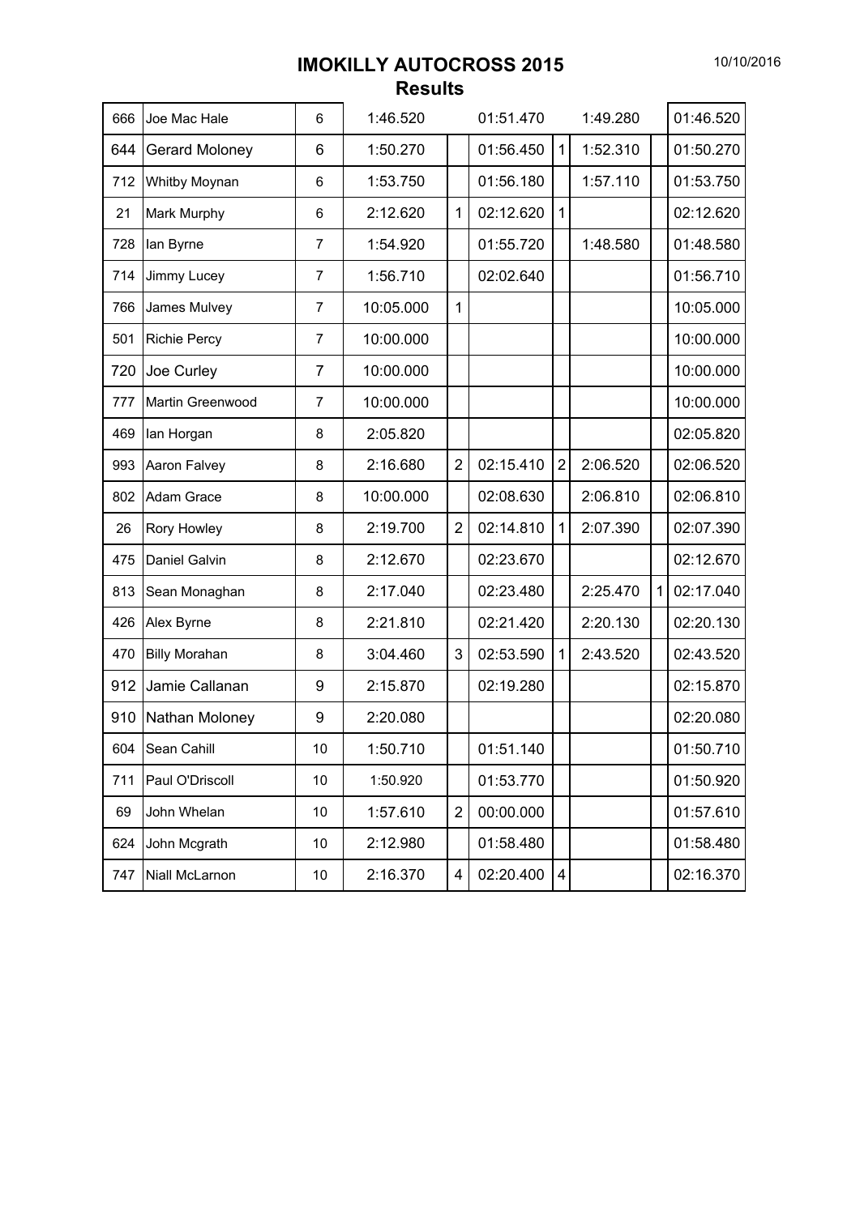# IMOKILLY AUTOCROSS 2015

## Results

10/10/2016

| | | | | | | | | | |
|---|---|---|---|---|---|---|---|---|---|
| 666 | Joe Mac Hale | 6 | 1:46.520 | | 01:51.470 | | 1:49.280 | | 01:46.520 |
| 644 | Gerard Moloney | 6 | 1:50.270 | | 01:56.450 | 1 | 1:52.310 | | 01:50.270 |
| 712 | Whitby Moynan | 6 | 1:53.750 | | 01:56.180 | | 1:57.110 | | 01:53.750 |
| 21 | Mark Murphy | 6 | 2:12.620 | 1 | 02:12.620 | 1 | | | 02:12.620 |
| 728 | Ian Byrne | 7 | 1:54.920 | | 01:55.720 | | 1:48.580 | | 01:48.580 |
| 714 | Jimmy Lucey | 7 | 1:56.710 | | 02:02.640 | | | | 01:56.710 |
| 766 | James Mulvey | 7 | 10:05.000 | 1 | | | | | 10:05.000 |
| 501 | Richie Percy | 7 | 10:00.000 | | | | | | 10:00.000 |
| 720 | Joe Curley | 7 | 10:00.000 | | | | | | 10:00.000 |
| 777 | Martin Greenwood | 7 | 10:00.000 | | | | | | 10:00.000 |
| 469 | Ian Horgan | 8 | 2:05.820 | | | | | | 02:05.820 |
| 993 | Aaron Falvey | 8 | 2:16.680 | 2 | 02:15.410 | 2 | 2:06.520 | | 02:06.520 |
| 802 | Adam Grace | 8 | 10:00.000 | | 02:08.630 | | 2:06.810 | | 02:06.810 |
| 26 | Rory Howley | 8 | 2:19.700 | 2 | 02:14.810 | 1 | 2:07.390 | | 02:07.390 |
| 475 | Daniel Galvin | 8 | 2:12.670 | | 02:23.670 | | | | 02:12.670 |
| 813 | Sean Monaghan | 8 | 2:17.040 | | 02:23.480 | | 2:25.470 | 1 | 02:17.040 |
| 426 | Alex Byrne | 8 | 2:21.810 | | 02:21.420 | | 2:20.130 | | 02:20.130 |
| 470 | Billy Morahan | 8 | 3:04.460 | 3 | 02:53.590 | 1 | 2:43.520 | | 02:43.520 |
| 912 | Jamie Callanan | 9 | 2:15.870 | | 02:19.280 | | | | 02:15.870 |
| 910 | Nathan Moloney | 9 | 2:20.080 | | | | | | 02:20.080 |
| 604 | Sean Cahill | 10 | 1:50.710 | | 01:51.140 | | | | 01:50.710 |
| 711 | Paul O'Driscoll | 10 | 1:50.920 | | 01:53.770 | | | | 01:50.920 |
| 69 | John Whelan | 10 | 1:57.610 | 2 | 00:00.000 | | | | 01:57.610 |
| 624 | John Mcgrath | 10 | 2:12.980 | | 01:58.480 | | | | 01:58.480 |
| 747 | Niall McLarnon | 10 | 2:16.370 | 4 | 02:20.400 | 4 | | | 02:16.370 |